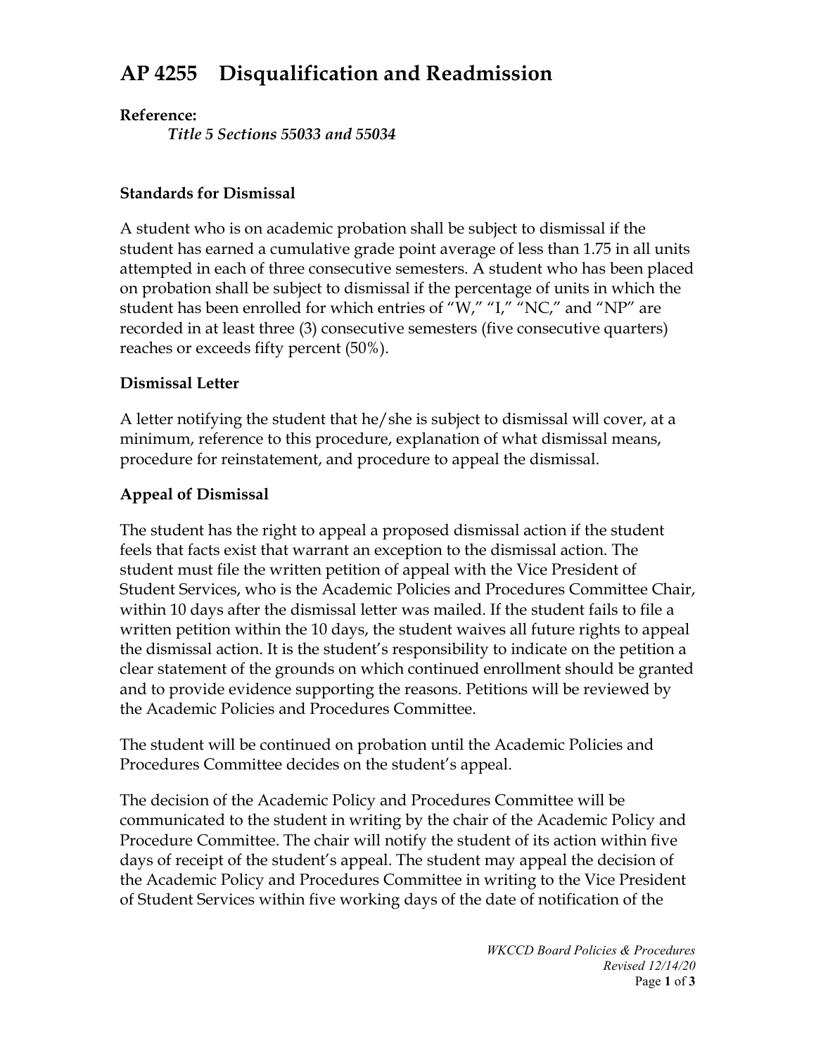# AP 4255 Disqualification and Readmission

**Reference:**

*Title 5 Sections 55033 and 55034*

**Standards for Dismissal**

A student who is on academic probation shall be subject to dismissal if the student has earned a cumulative grade point average of less than 1.75 in all units attempted in each of three consecutive semesters. A student who has been placed on probation shall be subject to dismissal if the percentage of units in which the student has been enrolled for which entries of "W," "I," "NC," and "NP" are recorded in at least three (3) consecutive semesters (five consecutive quarters) reaches or exceeds fifty percent (50%).

**Dismissal Letter**

A letter notifying the student that he/she is subject to dismissal will cover, at a minimum, reference to this procedure, explanation of what dismissal means, procedure for reinstatement, and procedure to appeal the dismissal.

**Appeal of Dismissal**

The student has the right to appeal a proposed dismissal action if the student feels that facts exist that warrant an exception to the dismissal action. The student must file the written petition of appeal with the Vice President of Student Services, who is the Academic Policies and Procedures Committee Chair, within 10 days after the dismissal letter was mailed. If the student fails to file a written petition within the 10 days, the student waives all future rights to appeal the dismissal action. It is the student's responsibility to indicate on the petition a clear statement of the grounds on which continued enrollment should be granted and to provide evidence supporting the reasons. Petitions will be reviewed by the Academic Policies and Procedures Committee.

The student will be continued on probation until the Academic Policies and Procedures Committee decides on the student's appeal.

The decision of the Academic Policy and Procedures Committee will be communicated to the student in writing by the chair of the Academic Policy and Procedure Committee. The chair will notify the student of its action within five days of receipt of the student's appeal. The student may appeal the decision of the Academic Policy and Procedures Committee in writing to the Vice President of Student Services within five working days of the date of notification of the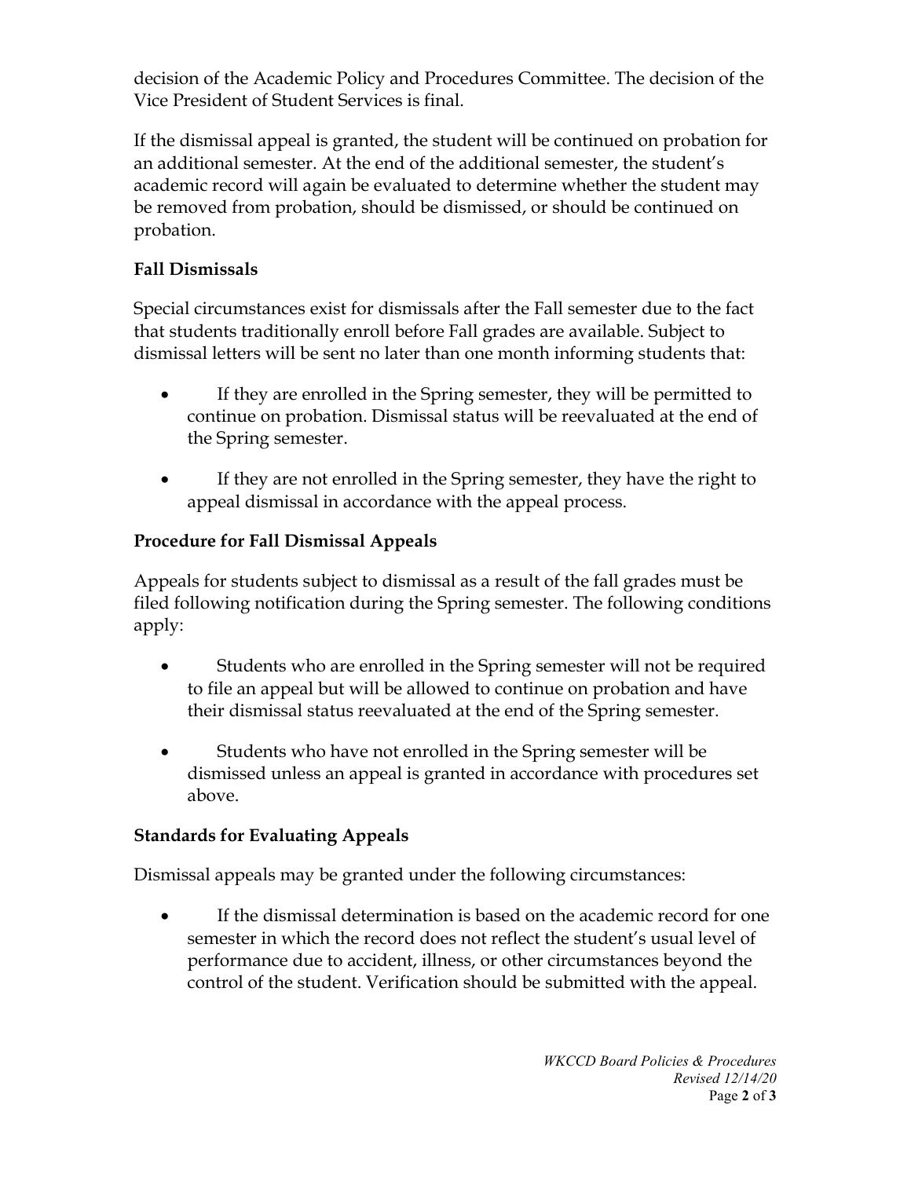decision of the Academic Policy and Procedures Committee. The decision of the Vice President of Student Services is final.

If the dismissal appeal is granted, the student will be continued on probation for an additional semester. At the end of the additional semester, the student's academic record will again be evaluated to determine whether the student may be removed from probation, should be dismissed, or should be continued on probation.

**Fall Dismissals**

Special circumstances exist for dismissals after the Fall semester due to the fact that students traditionally enroll before Fall grades are available. Subject to dismissal letters will be sent no later than one month informing students that:

- If they are enrolled in the Spring semester, they will be permitted to continue on probation. Dismissal status will be reevaluated at the end of the Spring semester.
- If they are not enrolled in the Spring semester, they have the right to appeal dismissal in accordance with the appeal process.

**Procedure for Fall Dismissal Appeals**

Appeals for students subject to dismissal as a result of the fall grades must be filed following notification during the Spring semester. The following conditions apply:

- Students who are enrolled in the Spring semester will not be required to file an appeal but will be allowed to continue on probation and have their dismissal status reevaluated at the end of the Spring semester.
- Students who have not enrolled in the Spring semester will be dismissed unless an appeal is granted in accordance with procedures set above.

**Standards for Evaluating Appeals**

Dismissal appeals may be granted under the following circumstances:

- If the dismissal determination is based on the academic record for one semester in which the record does not reflect the student's usual level of performance due to accident, illness, or other circumstances beyond the control of the student. Verification should be submitted with the appeal.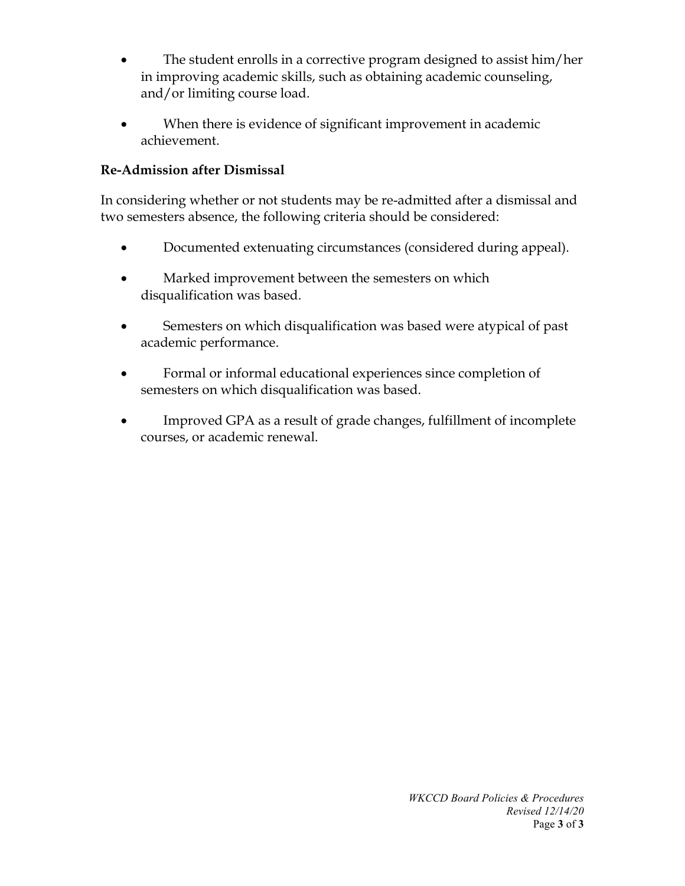- The student enrolls in a corrective program designed to assist him/her in improving academic skills, such as obtaining academic counseling, and/or limiting course load.

- When there is evidence of significant improvement in academic achievement.

**Re-Admission after Dismissal**

In considering whether or not students may be re-admitted after a dismissal and two semesters absence, the following criteria should be considered:

- Documented extenuating circumstances (considered during appeal).

- Marked improvement between the semesters on which disqualification was based.

- Semesters on which disqualification was based were atypical of past academic performance.

- Formal or informal educational experiences since completion of semesters on which disqualification was based.

- Improved GPA as a result of grade changes, fulfillment of incomplete courses, or academic renewal.